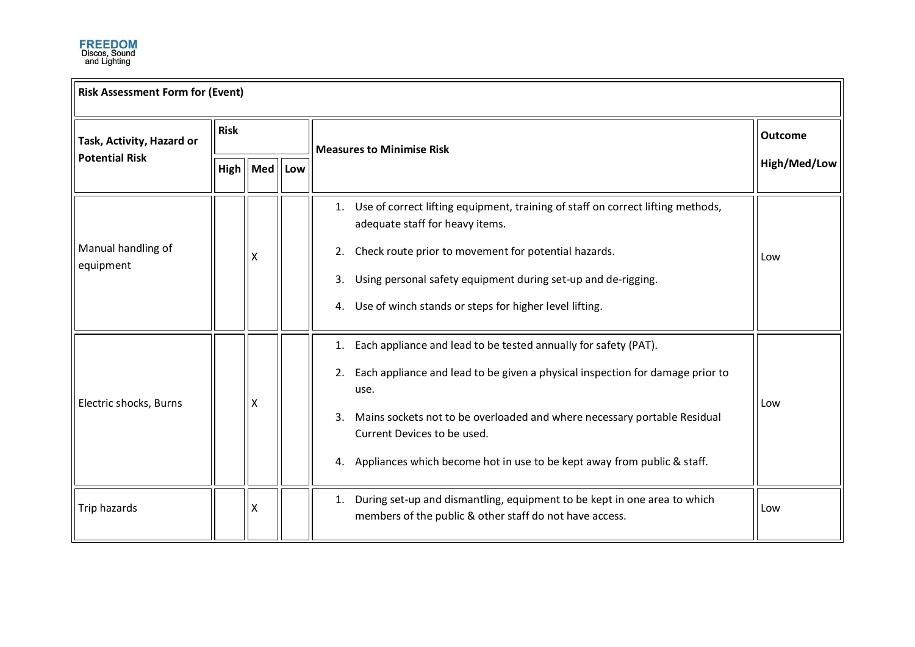**FREEDOM**
Discos, Sound
and Lighting

| Risk Assessment Form for (Event) | | | | | |
|---|---|---|---|---|---|
| **Task, Activity, Hazard or Potential Risk** | **Risk** | | | **Measures to Minimise Risk** | **Outcome** High/Med/Low |
| | **High** | **Med** | **Low** | | |
| Manual handling of equipment | | X | | 1. Use of correct lifting equipment, training of staff on correct lifting methods, adequate staff for heavy items.<br>2. Check route prior to movement for potential hazards.<br>3. Using personal safety equipment during set-up and de-rigging.<br>4. Use of winch stands or steps for higher level lifting. | Low |
| Electric shocks, Burns | | X | | 1. Each appliance and lead to be tested annually for safety (PAT).<br>2. Each appliance and lead to be given a physical inspection for damage prior to use.<br>3. Mains sockets not to be overloaded and where necessary portable Residual Current Devices to be used.<br>4. Appliances which become hot in use to be kept away from public & staff. | Low |
| Trip hazards | | X | | 1. During set-up and dismantling, equipment to be kept in one area to which members of the public & other staff do not have access. | Low |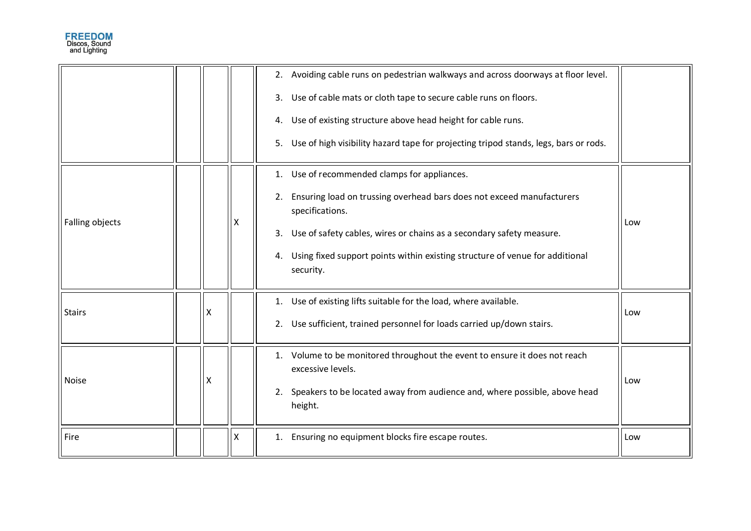|  |  |  |  |  |  |
|---|---|---|---|---|---|
|  |  |  |  | 2. Avoiding cable runs on pedestrian walkways and across doorways at floor level.<br>3. Use of cable mats or cloth tape to secure cable runs on floors.<br>4. Use of existing structure above head height for cable runs.<br>5. Use of high visibility hazard tape for projecting tripod stands, legs, bars or rods. |  |
| Falling objects |  |  | X | 1. Use of recommended clamps for appliances.<br>2. Ensuring load on trussing overhead bars does not exceed manufacturers specifications.<br>3. Use of safety cables, wires or chains as a secondary safety measure.<br>4. Using fixed support points within existing structure of venue for additional security. | Low |
| Stairs |  | X |  | 1. Use of existing lifts suitable for the load, where available.<br>2. Use sufficient, trained personnel for loads carried up/down stairs. | Low |
| Noise |  | X |  | 1. Volume to be monitored throughout the event to ensure it does not reach excessive levels.<br>2. Speakers to be located away from audience and, where possible, above head height. | Low |
| Fire |  |  | X | 1. Ensuring no equipment blocks fire escape routes. | Low |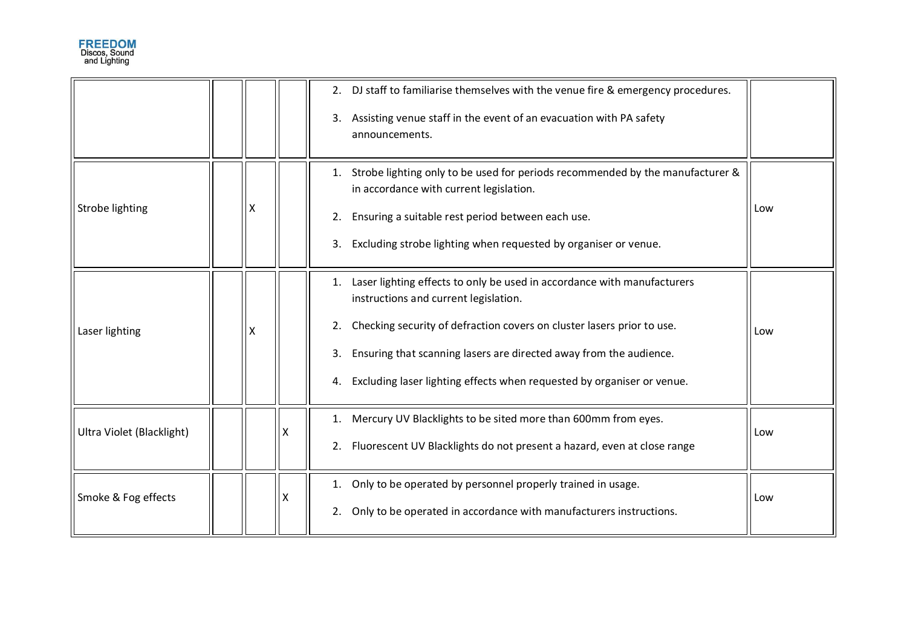| | | | | | |
|---|---|---|---|---|---|
| | | | | 2. DJ staff to familiarise themselves with the venue fire & emergency procedures.<br><br>3. Assisting venue staff in the event of an evacuation with PA safety announcements. | |
| Strobe lighting | | X | | 1. Strobe lighting only to be used for periods recommended by the manufacturer & in accordance with current legislation.<br><br>2. Ensuring a suitable rest period between each use.<br><br>3. Excluding strobe lighting when requested by organiser or venue. | Low |
| Laser lighting | | X | | 1. Laser lighting effects to only be used in accordance with manufacturers instructions and current legislation.<br><br>2. Checking security of defraction covers on cluster lasers prior to use.<br><br>3. Ensuring that scanning lasers are directed away from the audience.<br><br>4. Excluding laser lighting effects when requested by organiser or venue. | Low |
| Ultra Violet (Blacklight) | | | X | 1. Mercury UV Blacklights to be sited more than 600mm from eyes.<br><br>2. Fluorescent UV Blacklights do not present a hazard, even at close range | Low |
| Smoke & Fog effects | | | X | 1. Only to be operated by personnel properly trained in usage.<br><br>2. Only to be operated in accordance with manufacturers instructions. | Low |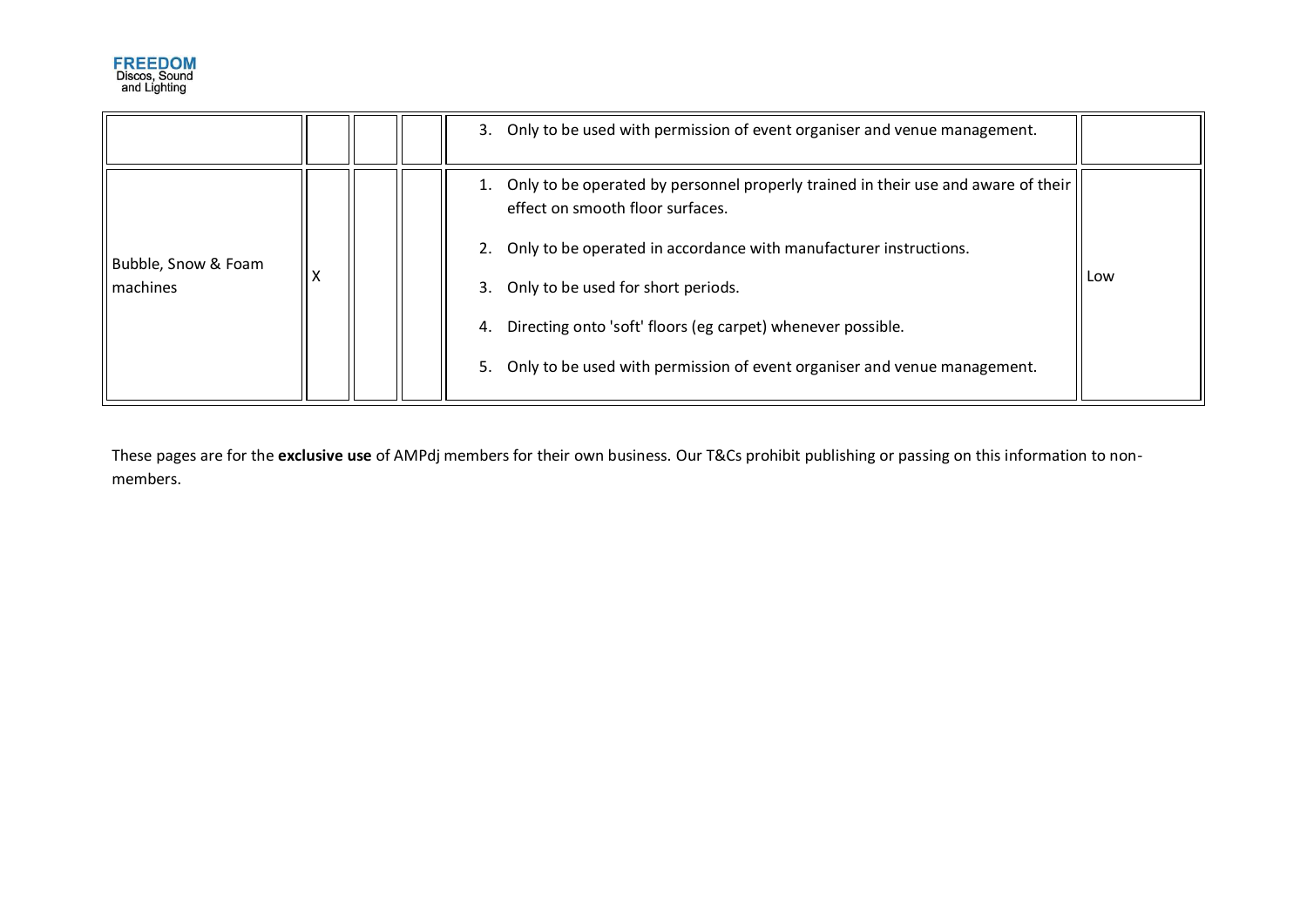| | | | | | |
|---|---|---|---|---|---|
| | | | | 3. Only to be used with permission of event organiser and venue management. | |
| Bubble, Snow & Foam machines | X | | | 1. Only to be operated by personnel properly trained in their use and aware of their effect on smooth floor surfaces.<br>2. Only to be operated in accordance with manufacturer instructions.<br>3. Only to be used for short periods.<br>4. Directing onto 'soft' floors (eg carpet) whenever possible.<br>5. Only to be used with permission of event organiser and venue management. | Low |

These pages are for the **exclusive use** of AMPdj members for their own business. Our T&Cs prohibit publishing or passing on this information to non-members.